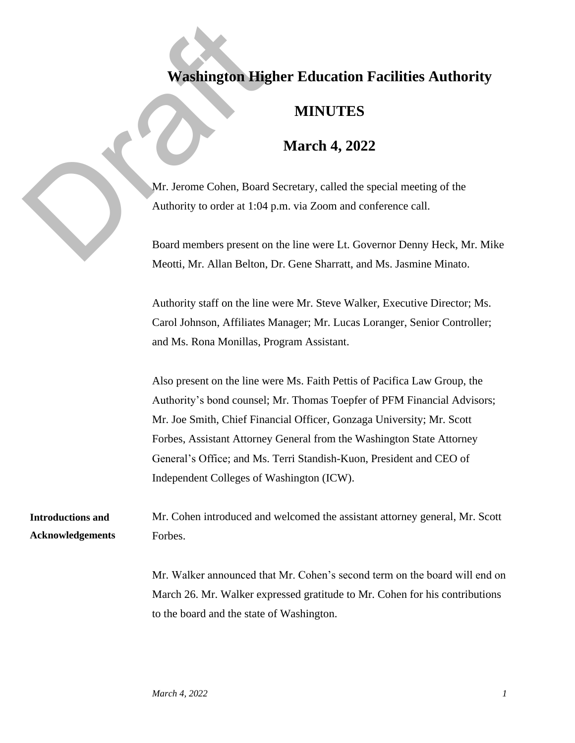# Washington Higher Education Facilities Authority

## MINUTES

## March 4, 2022

Mr. Jerome Cohen, Board Secretary, called the special meeting of the Authority to order at 1:04 p.m. via Zoom and conference call.

Board members present on the line were Lt. Governor Denny Heck, Mr. Mike Meotti, Mr. Allan Belton, Dr. Gene Sharratt, and Ms. Jasmine Minato.

Authority staff on the line were Mr. Steve Walker, Executive Director; Ms. Carol Johnson, Affiliates Manager; Mr. Lucas Loranger, Senior Controller; and Ms. Rona Monillas, Program Assistant.

Also present on the line were Ms. Faith Pettis of Pacifica Law Group, the Authority's bond counsel; Mr. Thomas Toepfer of PFM Financial Advisors; Mr. Joe Smith, Chief Financial Officer, Gonzaga University; Mr. Scott Forbes, Assistant Attorney General from the Washington State Attorney General's Office; and Ms. Terri Standish-Kuon, President and CEO of Independent Colleges of Washington (ICW).

**Introductions and Acknowledgements**

Mr. Cohen introduced and welcomed the assistant attorney general, Mr. Scott Forbes.

Mr. Walker announced that Mr. Cohen's second term on the board will end on March 26. Mr. Walker expressed gratitude to Mr. Cohen for his contributions to the board and the state of Washington.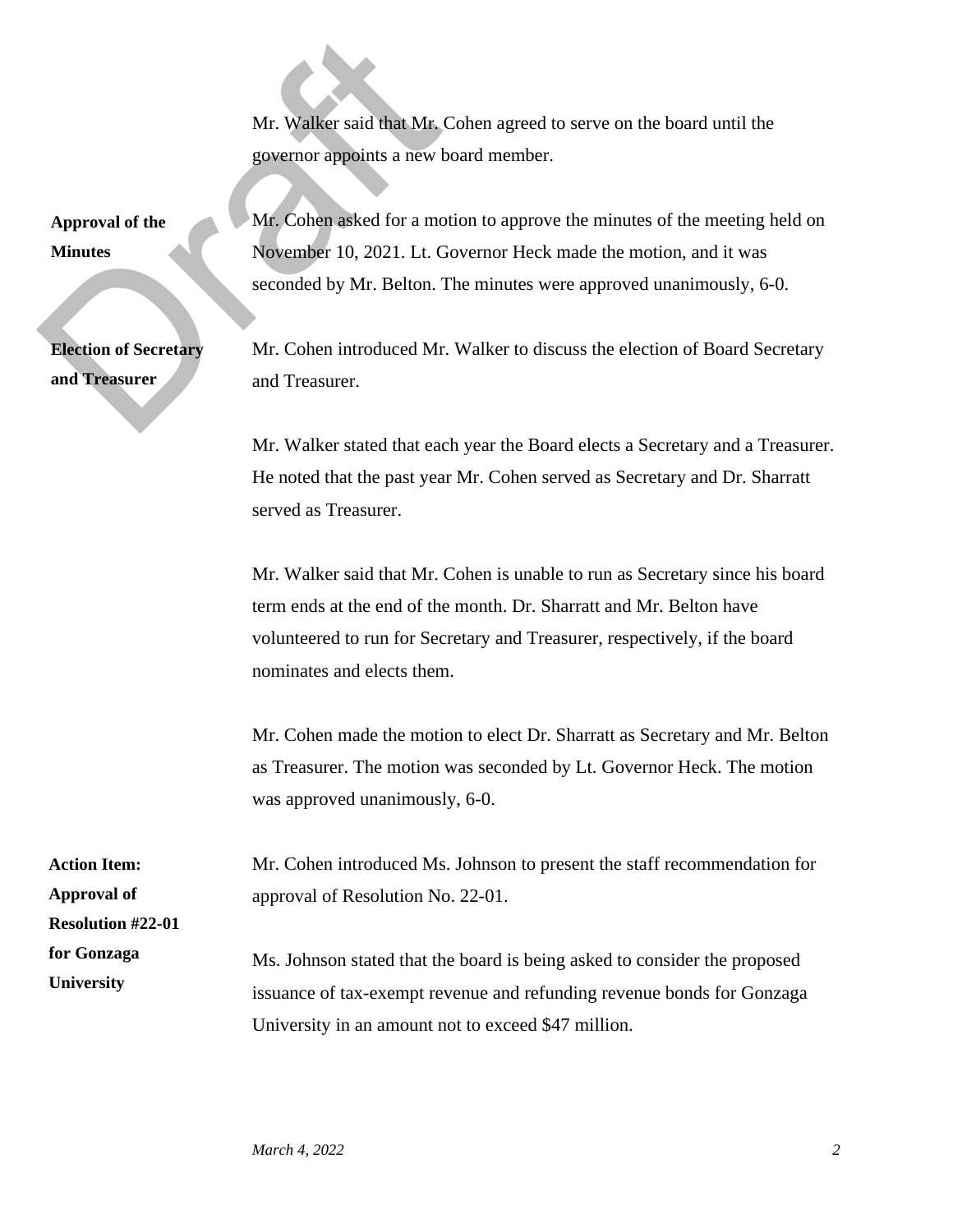Mr. Walker said that Mr. Cohen agreed to serve on the board until the governor appoints a new board member.

**Approval of the Minutes**

Mr. Cohen asked for a motion to approve the minutes of the meeting held on November 10, 2021. Lt. Governor Heck made the motion, and it was seconded by Mr. Belton. The minutes were approved unanimously, 6-0.

**Election of Secretary and Treasurer**

Mr. Cohen introduced Mr. Walker to discuss the election of Board Secretary and Treasurer.

Mr. Walker stated that each year the Board elects a Secretary and a Treasurer. He noted that the past year Mr. Cohen served as Secretary and Dr. Sharratt served as Treasurer.

Mr. Walker said that Mr. Cohen is unable to run as Secretary since his board term ends at the end of the month. Dr. Sharratt and Mr. Belton have volunteered to run for Secretary and Treasurer, respectively, if the board nominates and elects them.

Mr. Cohen made the motion to elect Dr. Sharratt as Secretary and Mr. Belton as Treasurer. The motion was seconded by Lt. Governor Heck. The motion was approved unanimously, 6-0.

**Action Item: Approval of Resolution #22-01 for Gonzaga University**

Mr. Cohen introduced Ms. Johnson to present the staff recommendation for approval of Resolution No. 22-01.

Ms. Johnson stated that the board is being asked to consider the proposed issuance of tax-exempt revenue and refunding revenue bonds for Gonzaga University in an amount not to exceed $47 million.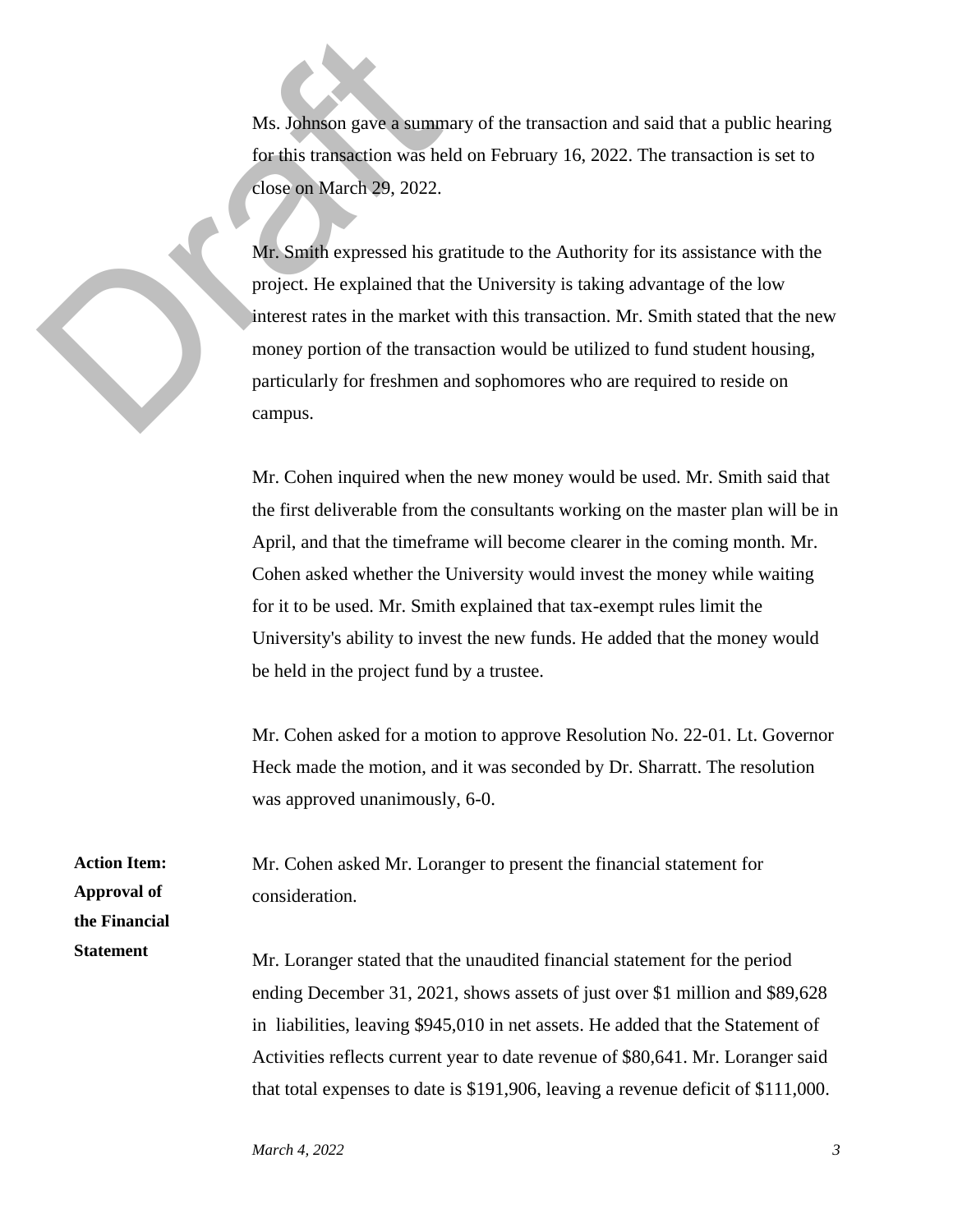Ms. Johnson gave a summary of the transaction and said that a public hearing for this transaction was held on February 16, 2022. The transaction is set to close on March 29, 2022.

Mr. Smith expressed his gratitude to the Authority for its assistance with the project. He explained that the University is taking advantage of the low interest rates in the market with this transaction. Mr. Smith stated that the new money portion of the transaction would be utilized to fund student housing, particularly for freshmen and sophomores who are required to reside on campus.

Mr. Cohen inquired when the new money would be used. Mr. Smith said that the first deliverable from the consultants working on the master plan will be in April, and that the timeframe will become clearer in the coming month. Mr. Cohen asked whether the University would invest the money while waiting for it to be used. Mr. Smith explained that tax-exempt rules limit the University's ability to invest the new funds. He added that the money would be held in the project fund by a trustee.

Mr. Cohen asked for a motion to approve Resolution No. 22-01. Lt. Governor Heck made the motion, and it was seconded by Dr. Sharratt. The resolution was approved unanimously, 6-0.

**Action Item: Approval of the Financial Statement**

Mr. Cohen asked Mr. Loranger to present the financial statement for consideration.

Mr. Loranger stated that the unaudited financial statement for the period ending December 31, 2021, shows assets of just over $1 million and $89,628 in liabilities, leaving $945,010 in net assets. He added that the Statement of Activities reflects current year to date revenue of $80,641. Mr. Loranger said that total expenses to date is $191,906, leaving a revenue deficit of $111,000.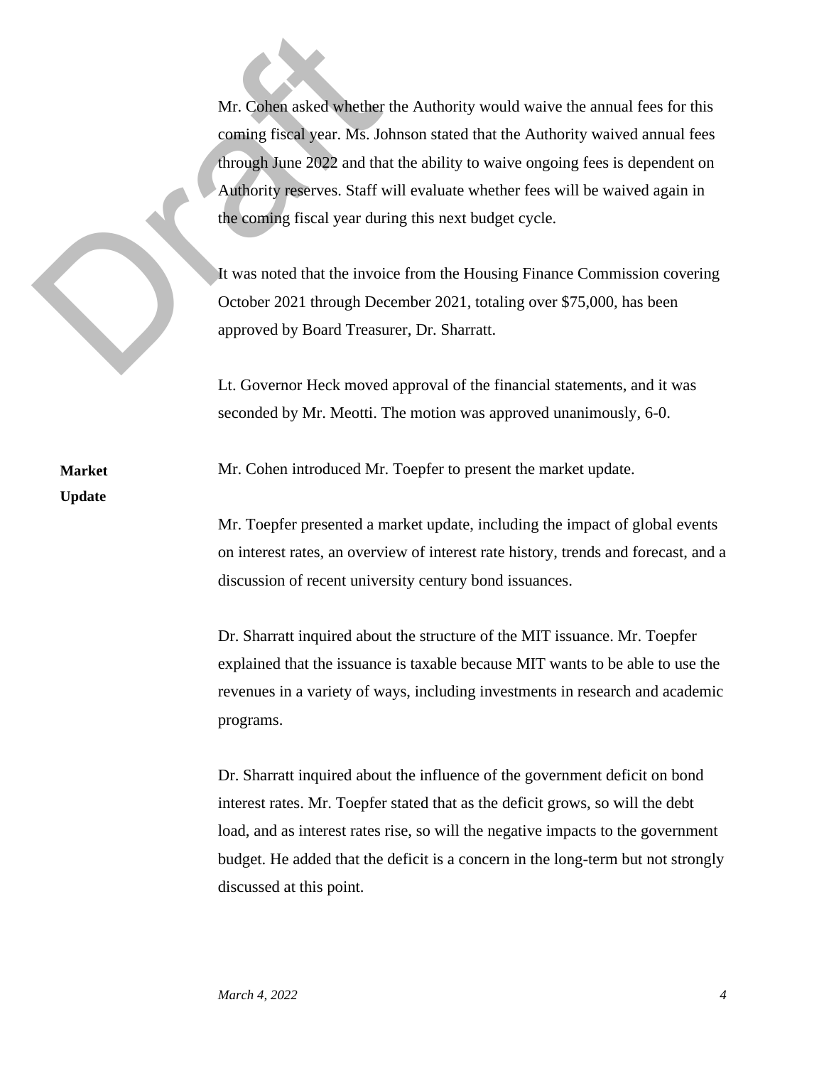Mr. Cohen asked whether the Authority would waive the annual fees for this coming fiscal year. Ms. Johnson stated that the Authority waived annual fees through June 2022 and that the ability to waive ongoing fees is dependent on Authority reserves. Staff will evaluate whether fees will be waived again in the coming fiscal year during this next budget cycle.

It was noted that the invoice from the Housing Finance Commission covering October 2021 through December 2021, totaling over $75,000, has been approved by Board Treasurer, Dr. Sharratt.

Lt. Governor Heck moved approval of the financial statements, and it was seconded by Mr. Meotti. The motion was approved unanimously, 6-0.

**Market Update**

Mr. Cohen introduced Mr. Toepfer to present the market update.

Mr. Toepfer presented a market update, including the impact of global events on interest rates, an overview of interest rate history, trends and forecast, and a discussion of recent university century bond issuances.

Dr. Sharratt inquired about the structure of the MIT issuance. Mr. Toepfer explained that the issuance is taxable because MIT wants to be able to use the revenues in a variety of ways, including investments in research and academic programs.

Dr. Sharratt inquired about the influence of the government deficit on bond interest rates. Mr. Toepfer stated that as the deficit grows, so will the debt load, and as interest rates rise, so will the negative impacts to the government budget. He added that the deficit is a concern in the long-term but not strongly discussed at this point.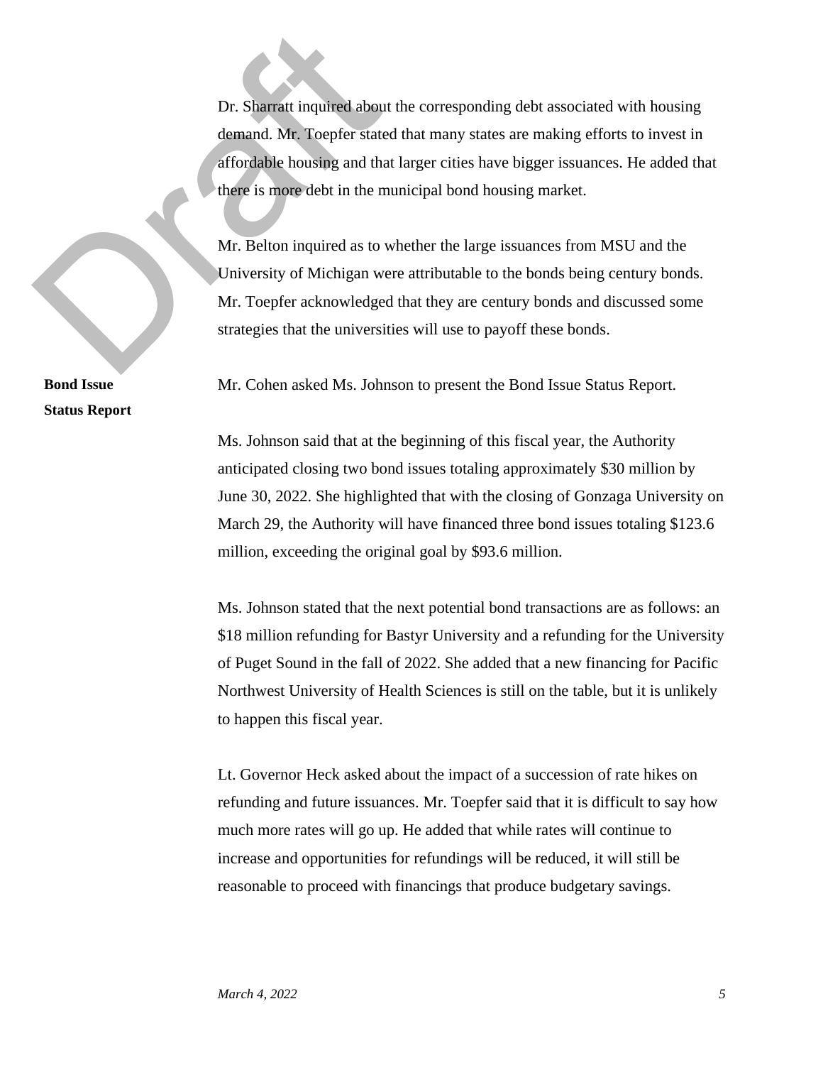Dr. Sharratt inquired about the corresponding debt associated with housing demand. Mr. Toepfer stated that many states are making efforts to invest in affordable housing and that larger cities have bigger issuances. He added that there is more debt in the municipal bond housing market.

Mr. Belton inquired as to whether the large issuances from MSU and the University of Michigan were attributable to the bonds being century bonds. Mr. Toepfer acknowledged that they are century bonds and discussed some strategies that the universities will use to payoff these bonds.

**Bond Issue Status Report**

Mr. Cohen asked Ms. Johnson to present the Bond Issue Status Report.

Ms. Johnson said that at the beginning of this fiscal year, the Authority anticipated closing two bond issues totaling approximately $30 million by June 30, 2022. She highlighted that with the closing of Gonzaga University on March 29, the Authority will have financed three bond issues totaling $123.6 million, exceeding the original goal by $93.6 million.

Ms. Johnson stated that the next potential bond transactions are as follows: an $18 million refunding for Bastyr University and a refunding for the University of Puget Sound in the fall of 2022. She added that a new financing for Pacific Northwest University of Health Sciences is still on the table, but it is unlikely to happen this fiscal year.

Lt. Governor Heck asked about the impact of a succession of rate hikes on refunding and future issuances. Mr. Toepfer said that it is difficult to say how much more rates will go up. He added that while rates will continue to increase and opportunities for refundings will be reduced, it will still be reasonable to proceed with financings that produce budgetary savings.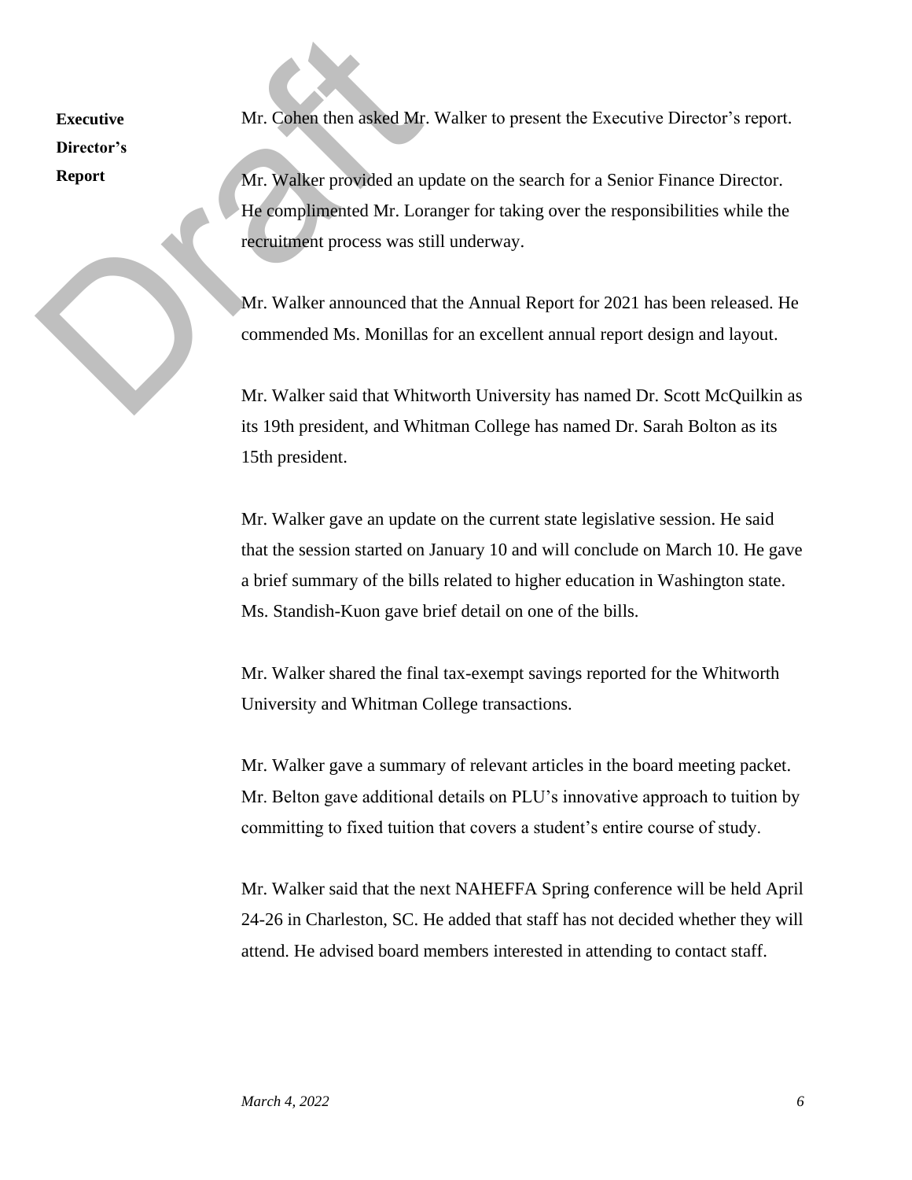**Executive Director's Report**

Mr. Cohen then asked Mr. Walker to present the Executive Director's report.

Mr. Walker provided an update on the search for a Senior Finance Director. He complimented Mr. Loranger for taking over the responsibilities while the recruitment process was still underway.

Mr. Walker announced that the Annual Report for 2021 has been released. He commended Ms. Monillas for an excellent annual report design and layout.

Mr. Walker said that Whitworth University has named Dr. Scott McQuilkin as its 19th president, and Whitman College has named Dr. Sarah Bolton as its 15th president.

Mr. Walker gave an update on the current state legislative session. He said that the session started on January 10 and will conclude on March 10. He gave a brief summary of the bills related to higher education in Washington state. Ms. Standish-Kuon gave brief detail on one of the bills.

Mr. Walker shared the final tax-exempt savings reported for the Whitworth University and Whitman College transactions.

Mr. Walker gave a summary of relevant articles in the board meeting packet. Mr. Belton gave additional details on PLU's innovative approach to tuition by committing to fixed tuition that covers a student's entire course of study.

Mr. Walker said that the next NAHEFFA Spring conference will be held April 24-26 in Charleston, SC. He added that staff has not decided whether they will attend. He advised board members interested in attending to contact staff.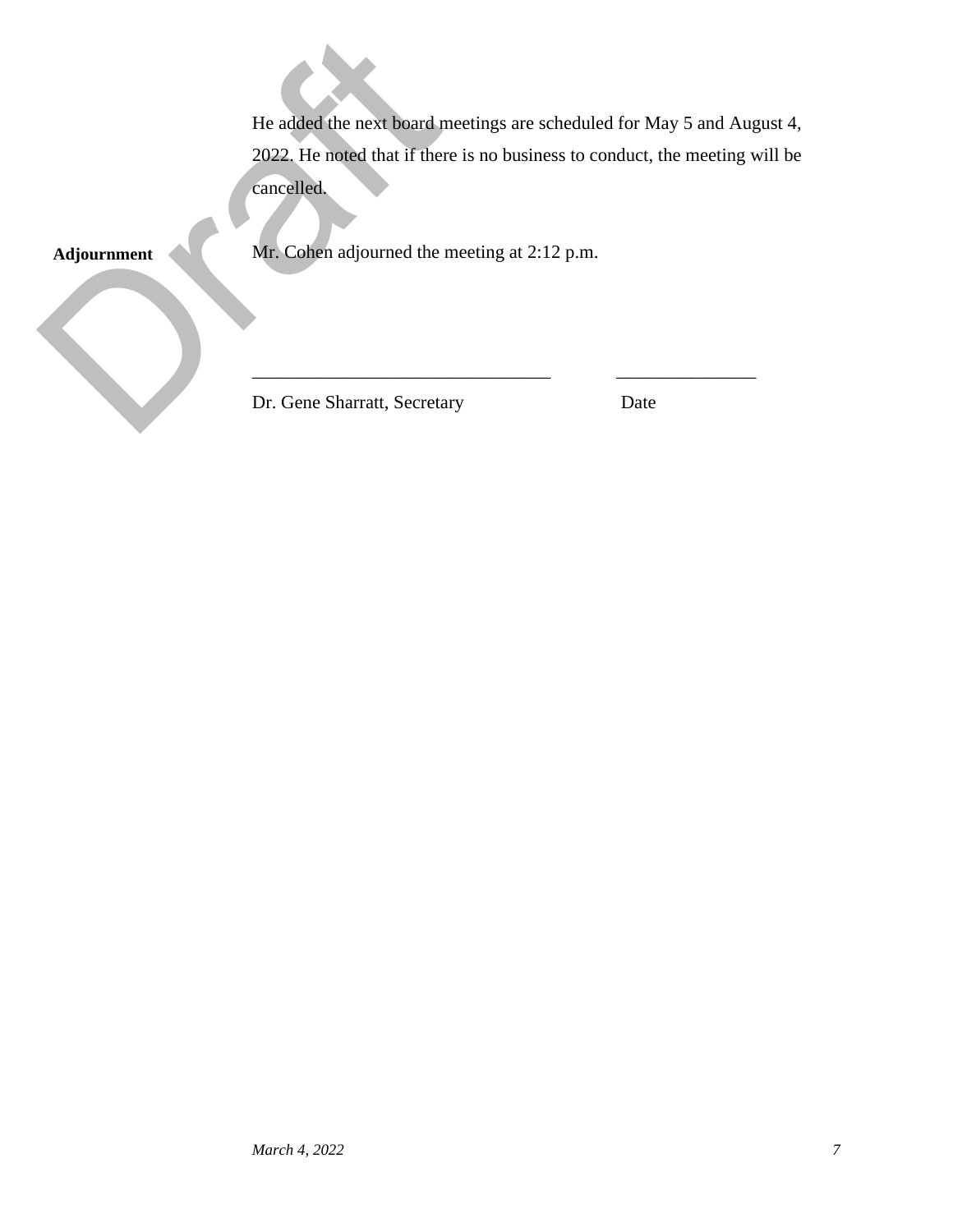He added the next board meetings are scheduled for May 5 and August 4, 2022. He noted that if there is no business to conduct, the meeting will be cancelled.

**Adjournment**

Mr. Cohen adjourned the meeting at 2:12 p.m.

\_\_\_\_\_\_\_\_\_\_\_\_\_\_\_\_\_\_\_\_\_\_\_\_\_\_\_\_\_\_\_\_\_\_ \_\_\_\_\_\_\_\_\_\_\_\_\_\_\_\_

Dr. Gene Sharratt, Secretary Date